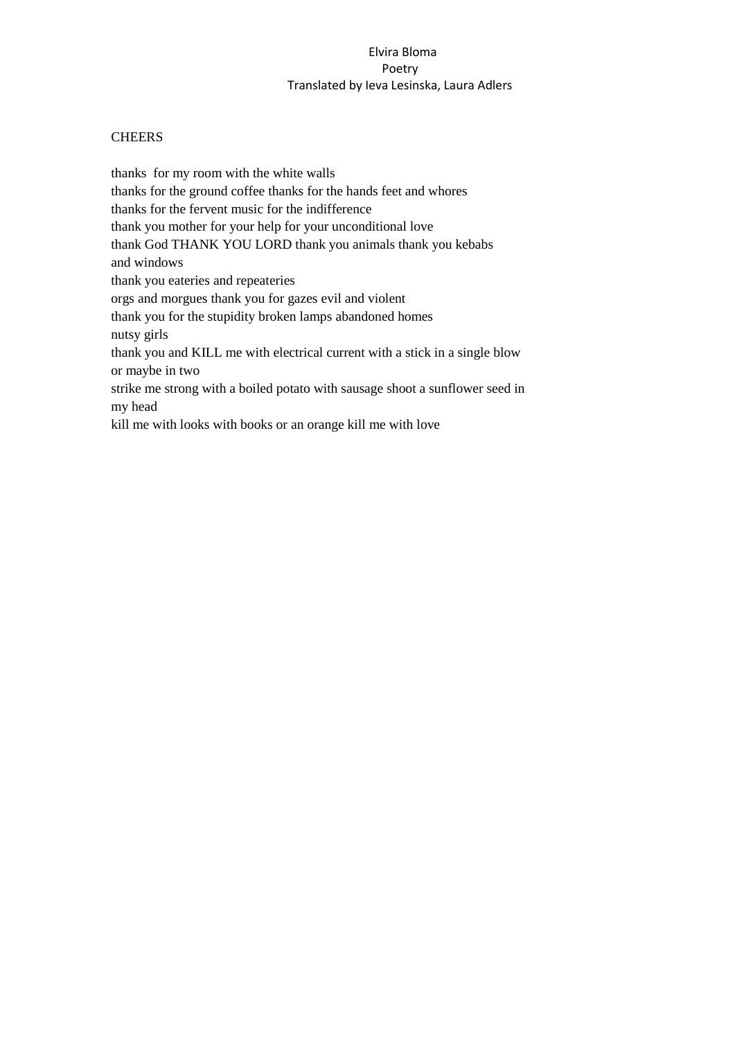Elvira Bloma
Poetry
Translated by Ieva Lesinska, Laura Adlers

## CHEERS

thanks for my room with the white walls  
thanks for the ground coffee thanks for the hands feet and whores  
thanks for the fervent music for the indifference  
thank you mother for your help for your unconditional love  
thank God THANK YOU LORD thank you animals thank you kebabs  
and windows  
thank you eateries and repeateries  
orgs and morgues thank you for gazes evil and violent  
thank you for the stupidity broken lamps abandoned homes  
nutsy girls  
thank you and KILL me with electrical current with a stick in a single blow  
or maybe in two  
strike me strong with a boiled potato with sausage shoot a sunflower seed in  
my head  
kill me with looks with books or an orange kill me with love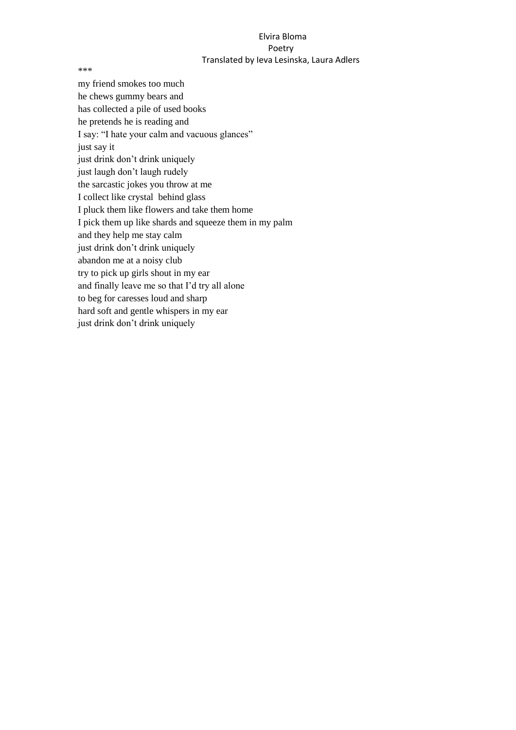***

my friend smokes too much  
he chews gummy bears and  
has collected a pile of used books  
he pretends he is reading and  
I say: "I hate your calm and vacuous glances"  
just say it  
just drink don't drink uniquely  
just laugh don't laugh rudely  
the sarcastic jokes you throw at me  
I collect like crystal behind glass  
I pluck them like flowers and take them home  
I pick them up like shards and squeeze them in my palm  
and they help me stay calm  
just drink don't drink uniquely  
abandon me at a noisy club  
try to pick up girls shout in my ear  
and finally leave me so that I'd try all alone  
to beg for caresses loud and sharp  
hard soft and gentle whispers in my ear  
just drink don't drink uniquely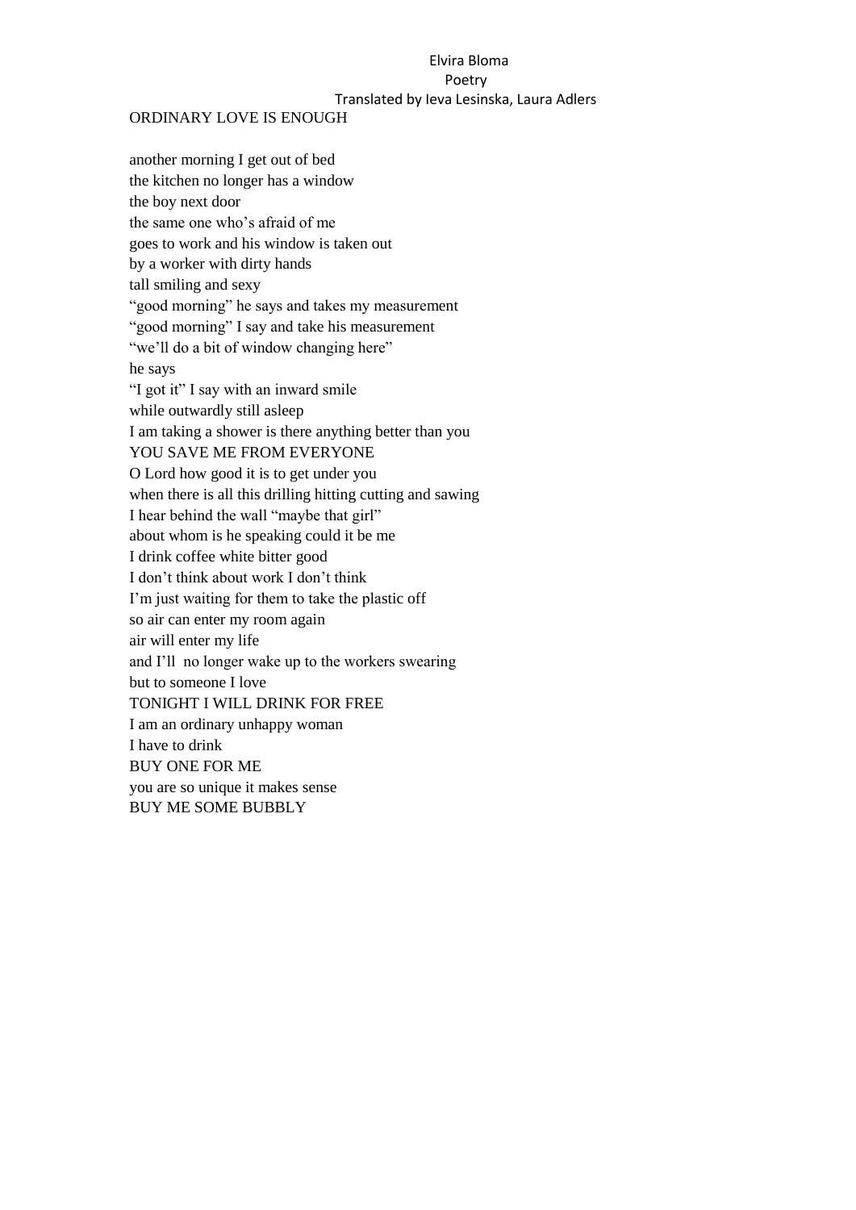## ORDINARY LOVE IS ENOUGH

another morning I get out of bed
the kitchen no longer has a window
the boy next door
the same one who's afraid of me
goes to work and his window is taken out
by a worker with dirty hands
tall smiling and sexy
"good morning" he says and takes my measurement
"good morning" I say and take his measurement
"we'll do a bit of window changing here"
he says
"I got it" I say with an inward smile
while outwardly still asleep
I am taking a shower is there anything better than you
YOU SAVE ME FROM EVERYONE
O Lord how good it is to get under you
when there is all this drilling hitting cutting and sawing
I hear behind the wall "maybe that girl"
about whom is he speaking could it be me
I drink coffee white bitter good
I don't think about work I don't think
I'm just waiting for them to take the plastic off
so air can enter my room again
air will enter my life
and I'll no longer wake up to the workers swearing
but to someone I love
TONIGHT I WILL DRINK FOR FREE
I am an ordinary unhappy woman
I have to drink
BUY ONE FOR ME
you are so unique it makes sense
BUY ME SOME BUBBLY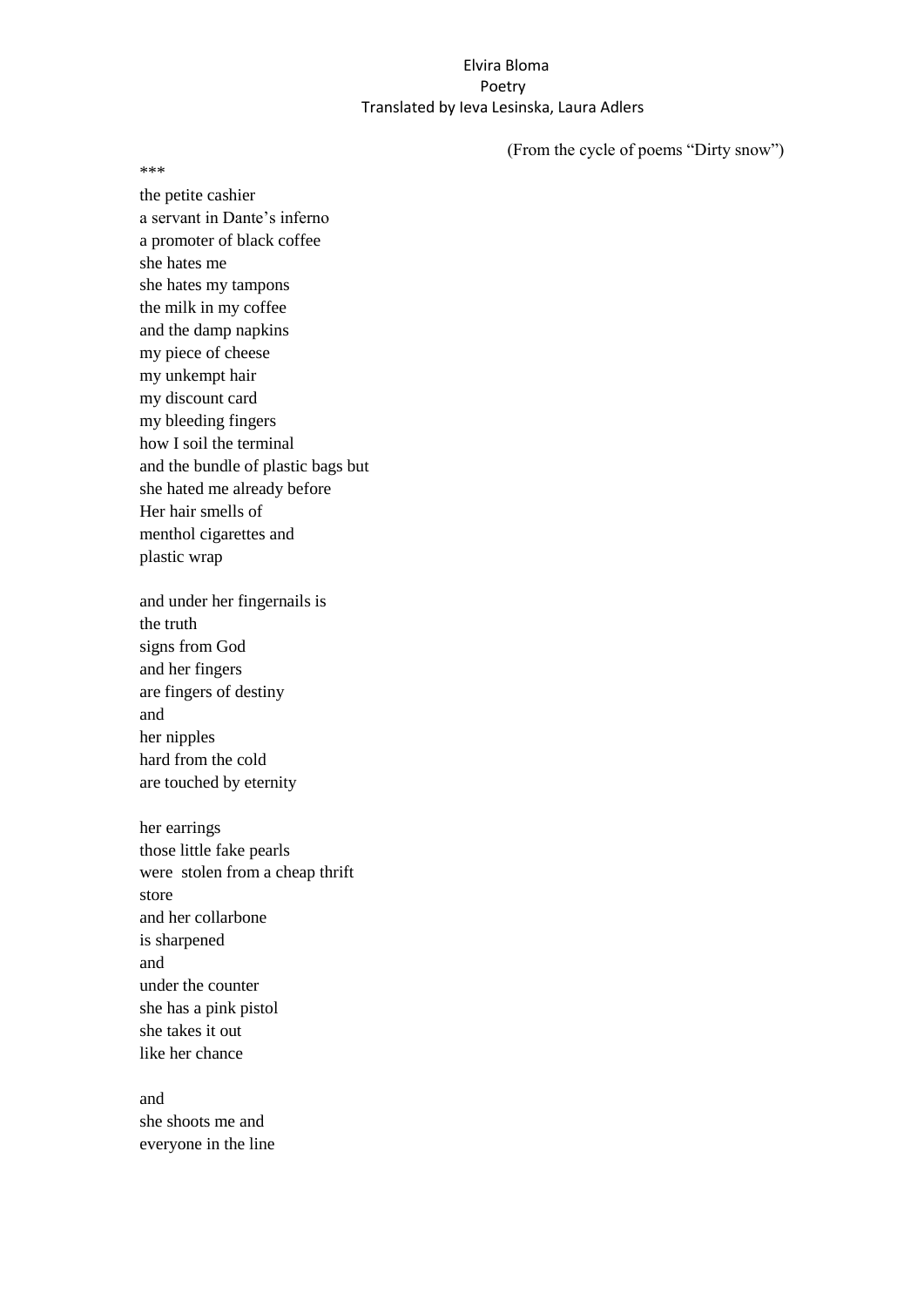Elvira Bloma
Poetry
Translated by Ieva Lesinska, Laura Adlers

(From the cycle of poems "Dirty snow")

***

the petite cashier
a servant in Dante's inferno
a promoter of black coffee
she hates me
she hates my tampons
the milk in my coffee
and the damp napkins
my piece of cheese
my unkempt hair
my discount card
my bleeding fingers
how I soil the terminal
and the bundle of plastic bags but
she hated me already before
Her hair smells of
menthol cigarettes and
plastic wrap

and under her fingernails is
the truth
signs from God
and her fingers
are fingers of destiny
and
her nipples
hard from the cold
are touched by eternity

her earrings
those little fake pearls
were stolen from a cheap thrift
store
and her collarbone
is sharpened
and
under the counter
she has a pink pistol
she takes it out
like her chance

and
she shoots me and
everyone in the line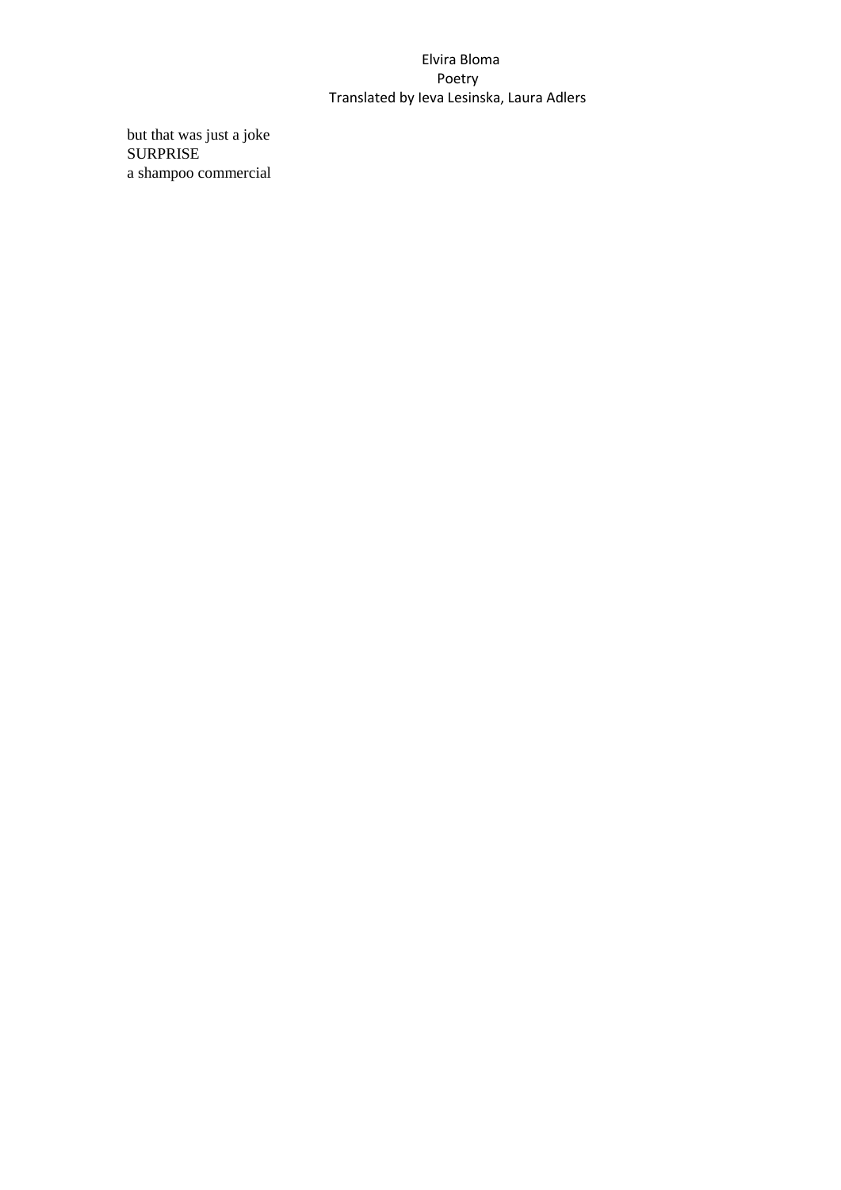but that was just a joke
SURPRISE
a shampoo commercial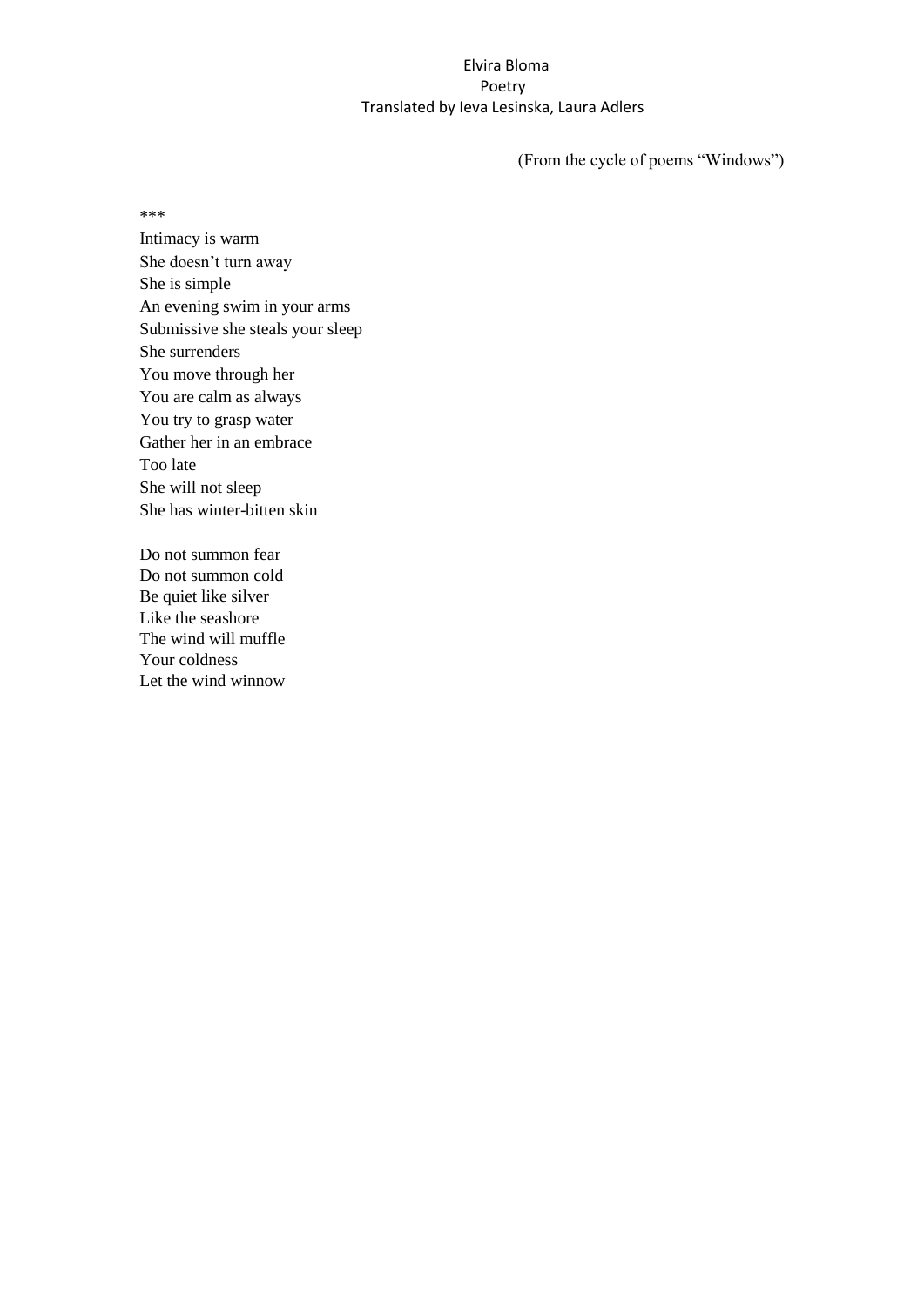(From the cycle of poems "Windows")

***

Intimacy is warm
She doesn't turn away
She is simple
An evening swim in your arms
Submissive she steals your sleep
She surrenders
You move through her
You are calm as always
You try to grasp water
Gather her in an embrace
Too late
She will not sleep
She has winter-bitten skin

Do not summon fear
Do not summon cold
Be quiet like silver
Like the seashore
The wind will muffle
Your coldness
Let the wind winnow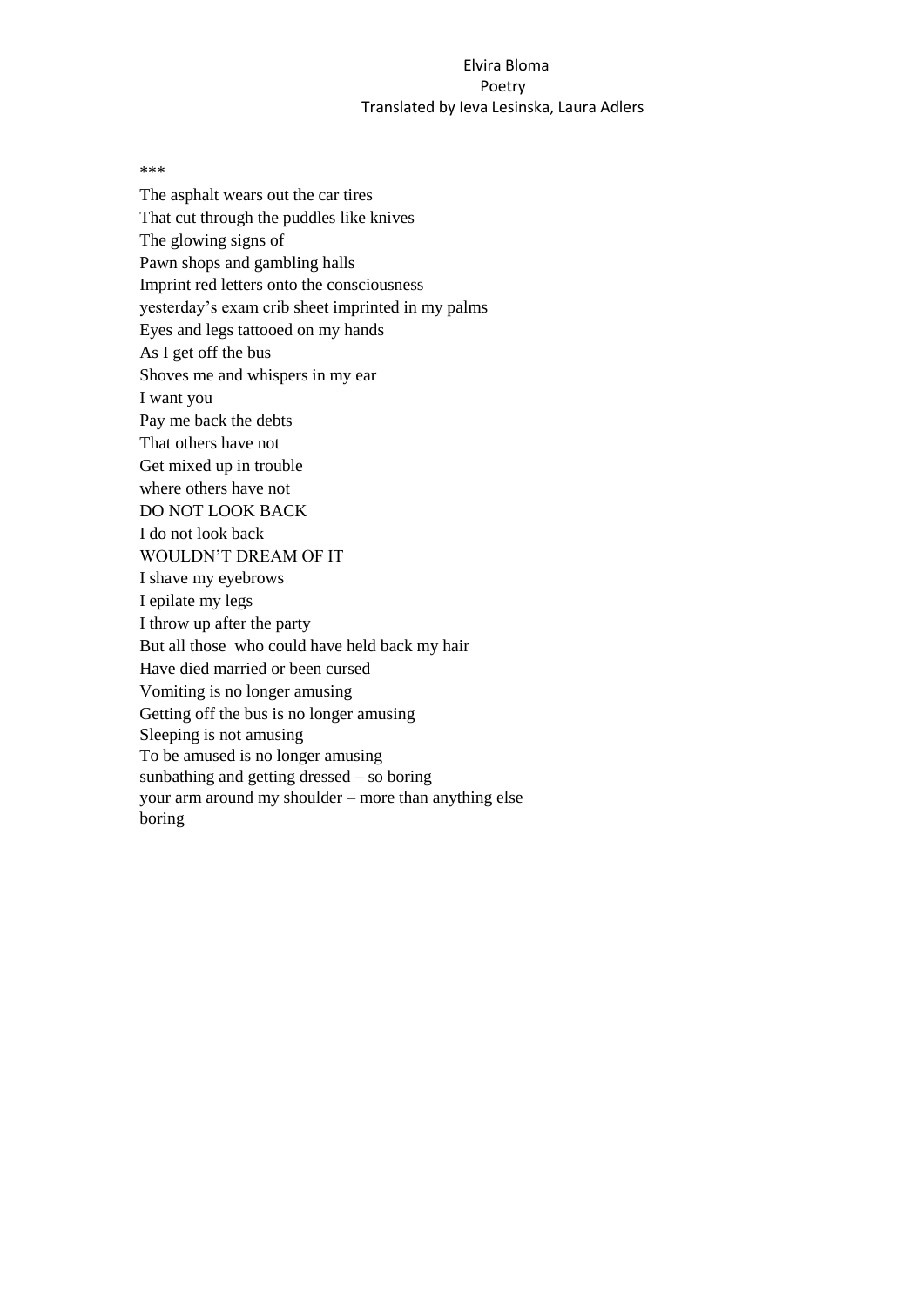***

The asphalt wears out the car tires
That cut through the puddles like knives
The glowing signs of
Pawn shops and gambling halls
Imprint red letters onto the consciousness
yesterday's exam crib sheet imprinted in my palms
Eyes and legs tattooed on my hands
As I get off the bus
Shoves me and whispers in my ear
I want you
Pay me back the debts
That others have not
Get mixed up in trouble
where others have not
DO NOT LOOK BACK
I do not look back
WOULDN'T DREAM OF IT
I shave my eyebrows
I epilate my legs
I throw up after the party
But all those who could have held back my hair
Have died married or been cursed
Vomiting is no longer amusing
Getting off the bus is no longer amusing
Sleeping is not amusing
To be amused is no longer amusing
sunbathing and getting dressed – so boring
your arm around my shoulder – more than anything else
boring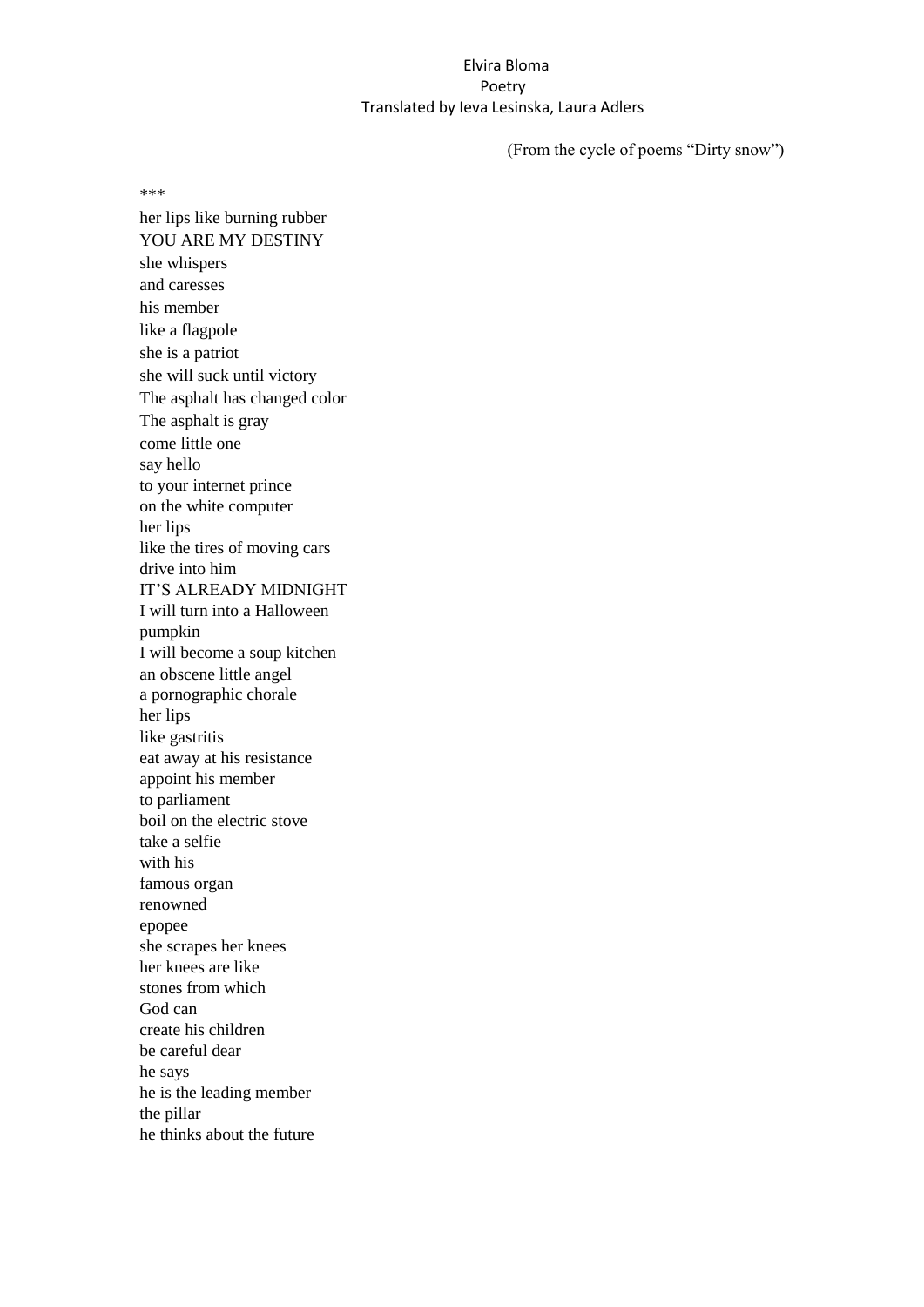Elvira Bloma
Poetry
Translated by Ieva Lesinska, Laura Adlers

(From the cycle of poems "Dirty snow")

***

her lips like burning rubber
YOU ARE MY DESTINY
she whispers
and caresses
his member
like a flagpole
she is a patriot
she will suck until victory
The asphalt has changed color
The asphalt is gray
come little one
say hello
to your internet prince
on the white computer
her lips
like the tires of moving cars
drive into him
IT'S ALREADY MIDNIGHT
I will turn into a Halloween
pumpkin
I will become a soup kitchen
an obscene little angel
a pornographic chorale
her lips
like gastritis
eat away at his resistance
appoint his member
to parliament
boil on the electric stove
take a selfie
with his
famous organ
renowned
epopee
she scrapes her knees
her knees are like
stones from which
God can
create his children
be careful dear
he says
he is the leading member
the pillar
he thinks about the future